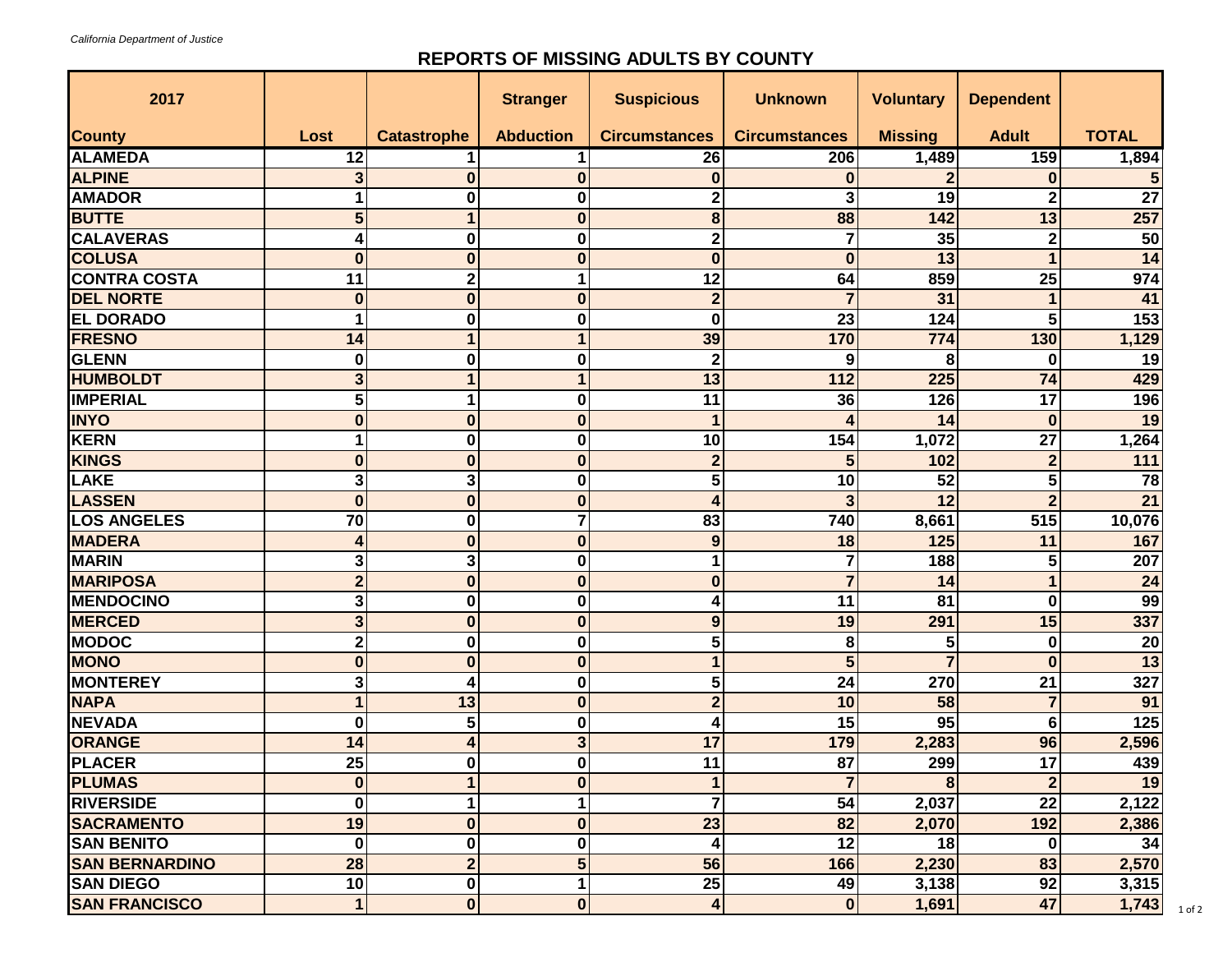*California Department of Justice*

## REPORTS OF MISSING ADULTS BY COUNTY

| 2017 | | | Stranger | Suspicious | Unknown | Voluntary | Dependent | |
|---|---|---|---|---|---|---|---|---|
| **County** | **Lost** | **Catastrophe** | **Abduction** | **Circumstances** | **Circumstances** | **Missing** | **Adult** | **TOTAL** |
| ALAMEDA | 12 | 1 | 1 | 26 | 206 | 1,489 | 159 | 1,894 |
| ALPINE | 3 | 0 | 0 | 0 | 0 | 2 | 0 | 5 |
| AMADOR | 1 | 0 | 0 | 2 | 3 | 19 | 2 | 27 |
| BUTTE | 5 | 1 | 0 | 8 | 88 | 142 | 13 | 257 |
| CALAVERAS | 4 | 0 | 0 | 2 | 7 | 35 | 2 | 50 |
| COLUSA | 0 | 0 | 0 | 0 | 0 | 13 | 1 | 14 |
| CONTRA COSTA | 11 | 2 | 1 | 12 | 64 | 859 | 25 | 974 |
| DEL NORTE | 0 | 0 | 0 | 2 | 7 | 31 | 1 | 41 |
| EL DORADO | 1 | 0 | 0 | 0 | 23 | 124 | 5 | 153 |
| FRESNO | 14 | 1 | 1 | 39 | 170 | 774 | 130 | 1,129 |
| GLENN | 0 | 0 | 0 | 2 | 9 | 8 | 0 | 19 |
| HUMBOLDT | 3 | 1 | 1 | 13 | 112 | 225 | 74 | 429 |
| IMPERIAL | 5 | 1 | 0 | 11 | 36 | 126 | 17 | 196 |
| INYO | 0 | 0 | 0 | 1 | 4 | 14 | 0 | 19 |
| KERN | 1 | 0 | 0 | 10 | 154 | 1,072 | 27 | 1,264 |
| KINGS | 0 | 0 | 0 | 2 | 5 | 102 | 2 | 111 |
| LAKE | 3 | 3 | 0 | 5 | 10 | 52 | 5 | 78 |
| LASSEN | 0 | 0 | 0 | 4 | 3 | 12 | 2 | 21 |
| LOS ANGELES | 70 | 0 | 7 | 83 | 740 | 8,661 | 515 | 10,076 |
| MADERA | 4 | 0 | 0 | 9 | 18 | 125 | 11 | 167 |
| MARIN | 3 | 3 | 0 | 1 | 7 | 188 | 5 | 207 |
| MARIPOSA | 2 | 0 | 0 | 0 | 7 | 14 | 1 | 24 |
| MENDOCINO | 3 | 0 | 0 | 4 | 11 | 81 | 0 | 99 |
| MERCED | 3 | 0 | 0 | 9 | 19 | 291 | 15 | 337 |
| MODOC | 2 | 0 | 0 | 5 | 8 | 5 | 0 | 20 |
| MONO | 0 | 0 | 0 | 1 | 5 | 7 | 0 | 13 |
| MONTEREY | 3 | 4 | 0 | 5 | 24 | 270 | 21 | 327 |
| NAPA | 1 | 13 | 0 | 2 | 10 | 58 | 7 | 91 |
| NEVADA | 0 | 5 | 0 | 4 | 15 | 95 | 6 | 125 |
| ORANGE | 14 | 4 | 3 | 17 | 179 | 2,283 | 96 | 2,596 |
| PLACER | 25 | 0 | 0 | 11 | 87 | 299 | 17 | 439 |
| PLUMAS | 0 | 1 | 0 | 1 | 7 | 8 | 2 | 19 |
| RIVERSIDE | 0 | 1 | 1 | 7 | 54 | 2,037 | 22 | 2,122 |
| SACRAMENTO | 19 | 0 | 0 | 23 | 82 | 2,070 | 192 | 2,386 |
| SAN BENITO | 0 | 0 | 0 | 4 | 12 | 18 | 0 | 34 |
| SAN BERNARDINO | 28 | 2 | 5 | 56 | 166 | 2,230 | 83 | 2,570 |
| SAN DIEGO | 10 | 0 | 1 | 25 | 49 | 3,138 | 92 | 3,315 |
| SAN FRANCISCO | 1 | 0 | 0 | 4 | 0 | 1,691 | 47 | 1,743 |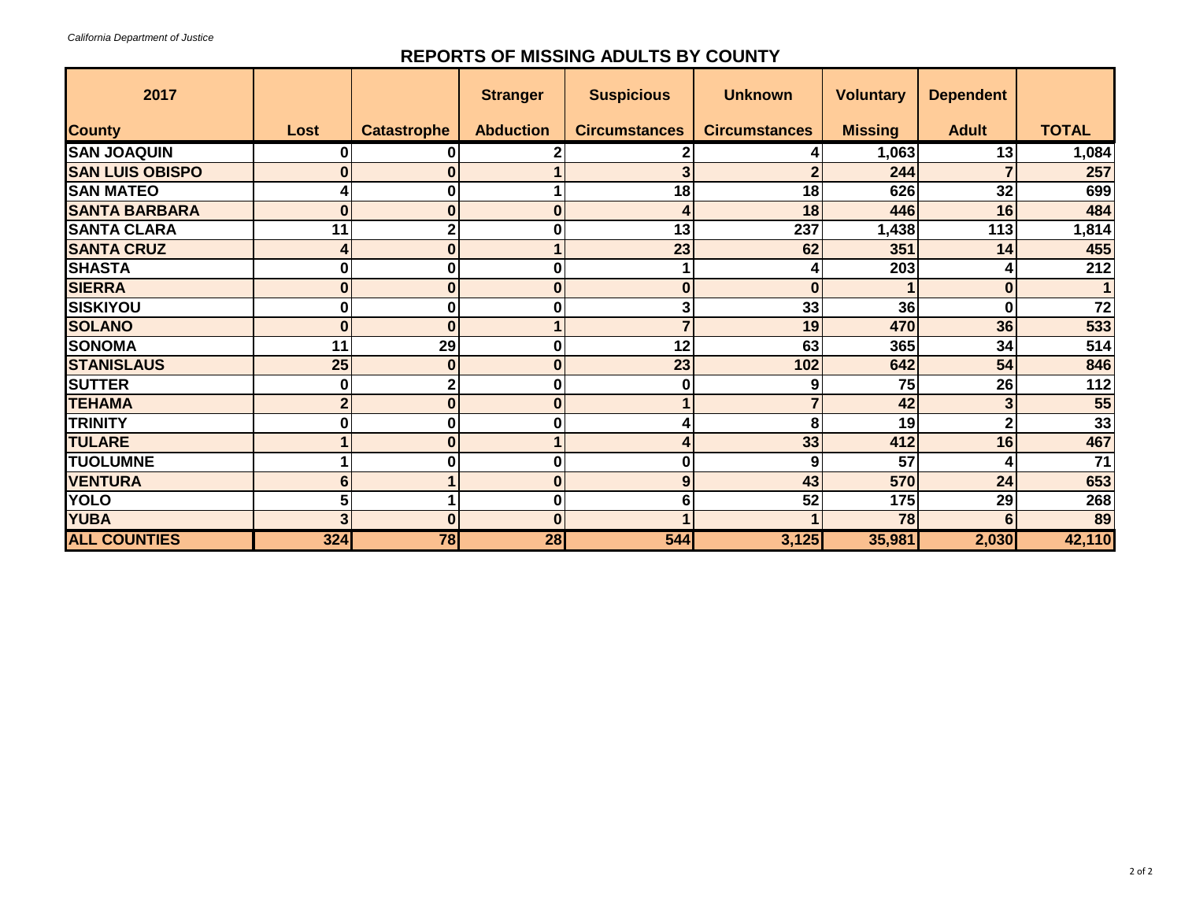*California Department of Justice*

## REPORTS OF MISSING ADULTS BY COUNTY

| 2017 | | | Stranger | Suspicious | Unknown | Voluntary | Dependent | |
|---|---|---|---|---|---|---|---|---|
| **County** | **Lost** | **Catastrophe** | **Abduction** | **Circumstances** | **Circumstances** | **Missing** | **Adult** | **TOTAL** |
| SAN JOAQUIN | 0 | 0 | 2 | 2 | 4 | 1,063 | 13 | 1,084 |
| SAN LUIS OBISPO | 0 | 0 | 1 | 3 | 2 | 244 | 7 | 257 |
| SAN MATEO | 4 | 0 | 1 | 18 | 18 | 626 | 32 | 699 |
| SANTA BARBARA | 0 | 0 | 0 | 4 | 18 | 446 | 16 | 484 |
| SANTA CLARA | 11 | 2 | 0 | 13 | 237 | 1,438 | 113 | 1,814 |
| SANTA CRUZ | 4 | 0 | 1 | 23 | 62 | 351 | 14 | 455 |
| SHASTA | 0 | 0 | 0 | 1 | 4 | 203 | 4 | 212 |
| SIERRA | 0 | 0 | 0 | 0 | 0 | 1 | 0 | 1 |
| SISKIYOU | 0 | 0 | 0 | 3 | 33 | 36 | 0 | 72 |
| SOLANO | 0 | 0 | 1 | 7 | 19 | 470 | 36 | 533 |
| SONOMA | 11 | 29 | 0 | 12 | 63 | 365 | 34 | 514 |
| STANISLAUS | 25 | 0 | 0 | 23 | 102 | 642 | 54 | 846 |
| SUTTER | 0 | 2 | 0 | 0 | 9 | 75 | 26 | 112 |
| TEHAMA | 2 | 0 | 0 | 1 | 7 | 42 | 3 | 55 |
| TRINITY | 0 | 0 | 0 | 4 | 8 | 19 | 2 | 33 |
| TULARE | 1 | 0 | 1 | 4 | 33 | 412 | 16 | 467 |
| TUOLUMNE | 1 | 0 | 0 | 0 | 9 | 57 | 4 | 71 |
| VENTURA | 6 | 1 | 0 | 9 | 43 | 570 | 24 | 653 |
| YOLO | 5 | 1 | 0 | 6 | 52 | 175 | 29 | 268 |
| YUBA | 3 | 0 | 0 | 1 | 1 | 78 | 6 | 89 |
| **ALL COUNTIES** | **324** | **78** | **28** | **544** | **3,125** | **35,981** | **2,030** | **42,110** |